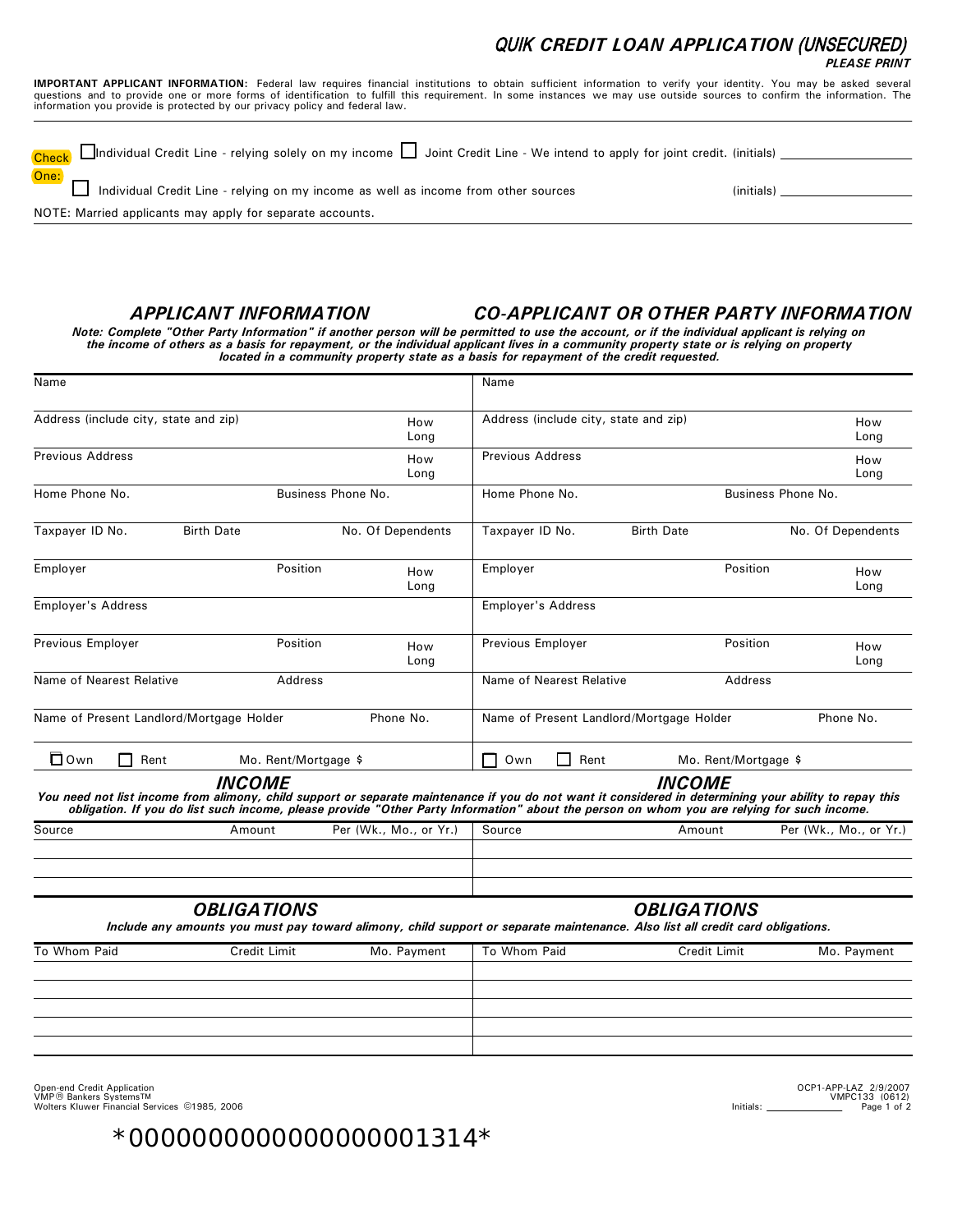# QUIK CREDIT LOAN APPLICATION (UNSECURED)

***PLEASE PRINT***

**IMPORTANT APPLICANT INFORMATION:** Federal law requires financial institutions to obtain sufficient information to verify your identity. You may be asked several questions and to provide one or more forms of identification to fulfill this requirement. In some instances we may use outside sources to confirm the information. The information you provide is protected by our privacy policy and federal law.

Check One:

☐ Individual Credit Line - relying solely on my income ☐ Joint Credit Line - We intend to apply for joint credit. (initials) ________

☐ Individual Credit Line - relying on my income as well as income from other sources (initials) ________

NOTE: Married applicants may apply for separate accounts.

## *APPLICANT INFORMATION* / *CO-APPLICANT OR OTHER PARTY INFORMATION*

***Note: Complete "Other Party Information" if another person will be permitted to use the account, or if the individual applicant is relying on the income of others as a basis for repayment, or the individual applicant lives in a community property state or is relying on property located in a community property state as a basis for repayment of the credit requested.***

| Applicant | | | Co-Applicant or Other Party | | |
|---|---|---|---|---|---|
| Name | | | Name | | |
| Address (include city, state and zip) | | How Long | Address (include city, state and zip) | | How Long |
| Previous Address | | How Long | Previous Address | | How Long |
| Home Phone No. | Business Phone No. | | Home Phone No. | Business Phone No. | |
| Taxpayer ID No. | Birth Date | No. Of Dependents | Taxpayer ID No. | Birth Date | No. Of Dependents |
| Employer | Position | How Long | Employer | Position | How Long |
| Employer's Address | | | Employer's Address | | |
| Previous Employer | Position | How Long | Previous Employer | Position | How Long |
| Name of Nearest Relative | Address | | Name of Nearest Relative | Address | |
| Name of Present Landlord/Mortgage Holder | | Phone No. | Name of Present Landlord/Mortgage Holder | | Phone No. |
| ☐ Own ☐ Rent | Mo. Rent/Mortgage $ | | ☐ Own ☐ Rent | Mo. Rent/Mortgage $ | |

## *INCOME*

***You need not list income from alimony, child support or separate maintenance if you do not want it considered in determining your ability to repay this obligation. If you do list such income, please provide "Other Party Information" about the person on whom you are relying for such income.***

| Source | Amount | Per (Wk., Mo., or Yr.) | Source | Amount | Per (Wk., Mo., or Yr.) |
|---|---|---|---|---|---|
| | | | | | |
| | | | | | |
| | | | | | |

## *OBLIGATIONS*

***Include any amounts you must pay toward alimony, child support or separate maintenance. Also list all credit card obligations.***

| To Whom Paid | Credit Limit | Mo. Payment | To Whom Paid | Credit Limit | Mo. Payment |
|---|---|---|---|---|---|
| | | | | | |
| | | | | | |
| | | | | | |
| | | | | | |
| | | | | | |

Open-end Credit Application
VMP® Bankers Systems™
Wolters Kluwer Financial Services ©1985, 2006

OCP1-APP-LAZ 2/9/2007
VMPC133 (0612)

Initials: ________

*00000000000000001314*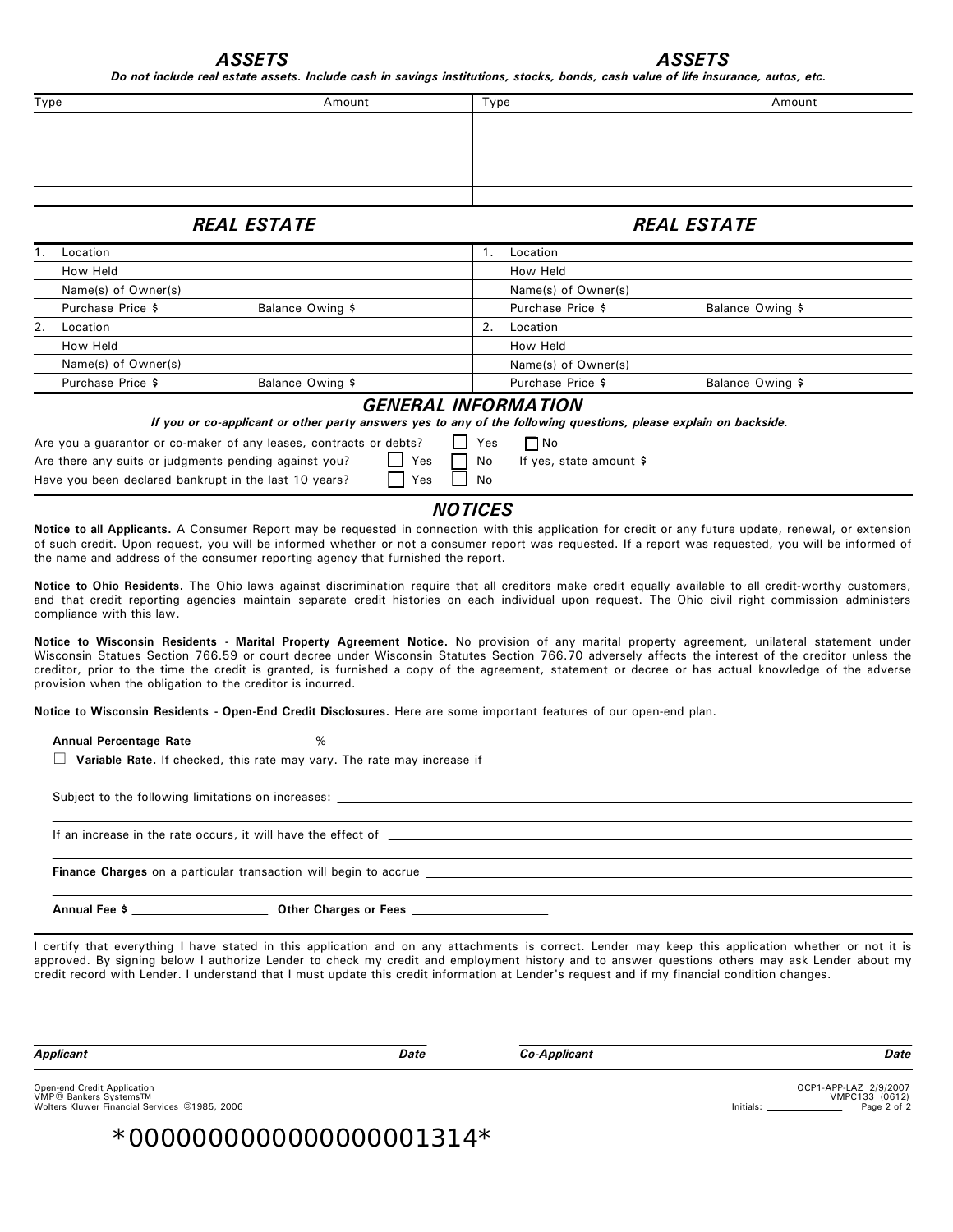## ASSETS

*Do not include real estate assets. Include cash in savings institutions, stocks, bonds, cash value of life insurance, autos, etc.*

| Type | Amount | Type | Amount |
|---|---|---|---|
| | | | |
| | | | |
| | | | |
| | | | |
| | | | |

## REAL ESTATE

| | | | | | |
|---|---|---|---|---|---|
| 1. | Location | | 1. | Location | |
| | How Held | | | How Held | |
| | Name(s) of Owner(s) | | | Name(s) of Owner(s) | |
| | Purchase Price $ | Balance Owing $ | | Purchase Price $ | Balance Owing $ |
| 2. | Location | | 2. | Location | |
| | How Held | | | How Held | |
| | Name(s) of Owner(s) | | | Name(s) of Owner(s) | |
| | Purchase Price $ | Balance Owing $ | | Purchase Price $ | Balance Owing $ |

## GENERAL INFORMATION

*If you or co-applicant or other party answers yes to any of the following questions, please explain on backside.*

Are you a guarantor or co-maker of any leases, contracts or debts? ☐ Yes ☐ No

Are there any suits or judgments pending against you? ☐ Yes ☐ No If yes, state amount $ ____________

Have you been declared bankrupt in the last 10 years? ☐ Yes ☐ No

## NOTICES

**Notice to all Applicants.** A Consumer Report may be requested in connection with this application for credit or any future update, renewal, or extension of such credit. Upon request, you will be informed whether or not a consumer report was requested. If a report was requested, you will be informed of the name and address of the consumer reporting agency that furnished the report.

**Notice to Ohio Residents.** The Ohio laws against discrimination require that all creditors make credit equally available to all credit-worthy customers, and that credit reporting agencies maintain separate credit histories on each individual upon request. The Ohio civil right commission administers compliance with this law.

**Notice to Wisconsin Residents - Marital Property Agreement Notice.** No provision of any marital property agreement, unilateral statement under Wisconsin Statues Section 766.59 or court decree under Wisconsin Statutes Section 766.70 adversely affects the interest of the creditor unless the creditor, prior to the time the credit is granted, is furnished a copy of the agreement, statement or decree or has actual knowledge of the adverse provision when the obligation to the creditor is incurred.

**Notice to Wisconsin Residents - Open-End Credit Disclosures.** Here are some important features of our open-end plan.

**Annual Percentage Rate** ____________ %

☐ **Variable Rate.** If checked, this rate may vary. The rate may increase if ____________

Subject to the following limitations on increases: ____________

If an increase in the rate occurs, it will have the effect of ____________

**Finance Charges** on a particular transaction will begin to accrue ____________

**Annual Fee $** ____________ **Other Charges or Fees** ____________

I certify that everything I have stated in this application and on any attachments is correct. Lender may keep this application whether or not it is approved. By signing below I authorize Lender to check my credit and employment history and to answer questions others may ask Lender about my credit record with Lender. I understand that I must update this credit information at Lender's request and if my financial condition changes.

| | | | |
|---|---|---|---|
| ***Applicant*** | ***Date*** | ***Co-Applicant*** | ***Date*** |

Open-end Credit Application
VMP® Bankers Systems™
Wolters Kluwer Financial Services ©1985, 2006

OCP1-APP-LAZ 2/9/2007
VMPC133 (0612)
Initials: ____________

*00000000000000001314*